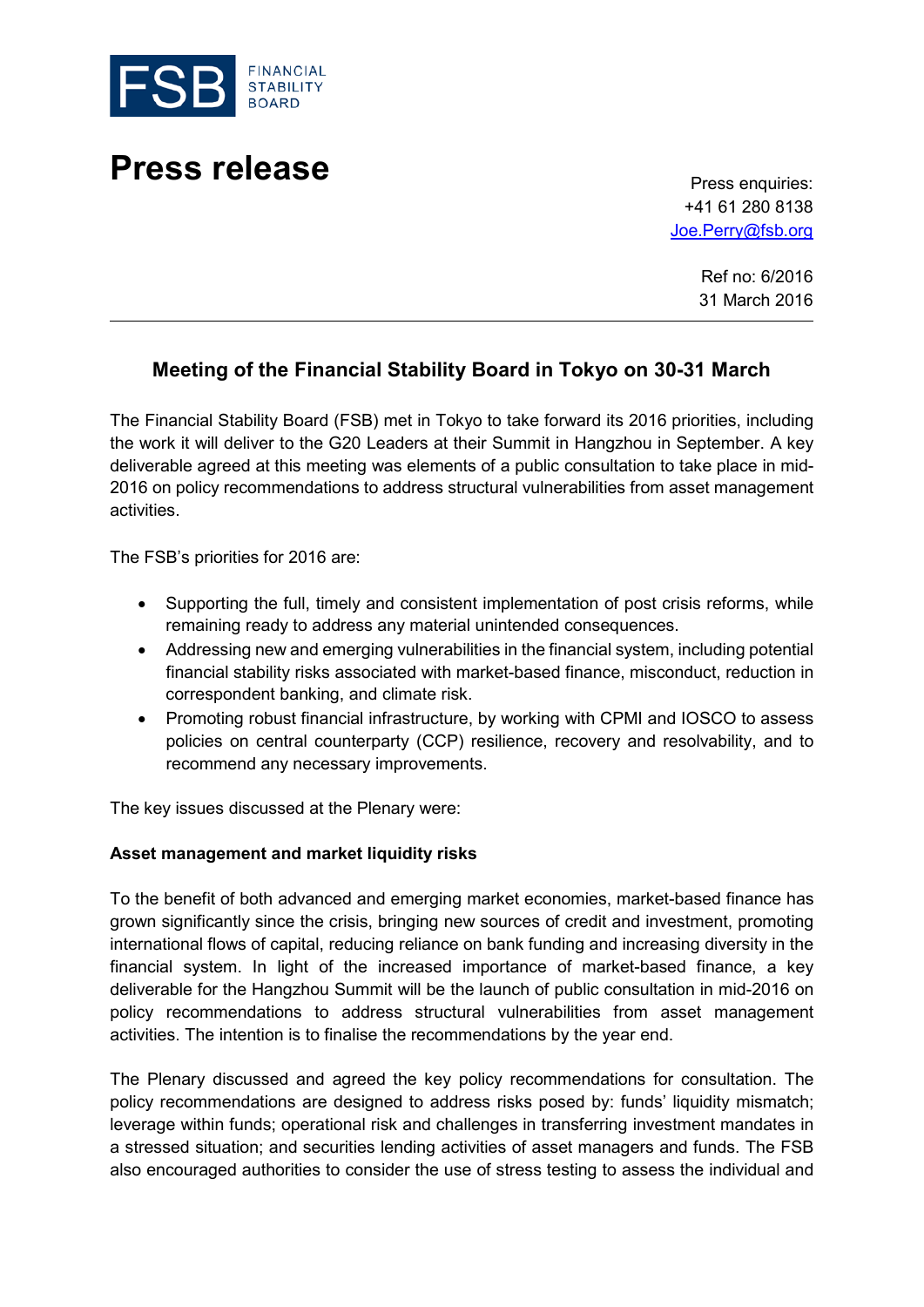FSB FINANCIAL STABILITY BOARD

# Press release

Press enquiries:
+41 61 280 8138
Joe.Perry@fsb.org

Ref no: 6/2016
31 March 2016

## Meeting of the Financial Stability Board in Tokyo on 30-31 March

The Financial Stability Board (FSB) met in Tokyo to take forward its 2016 priorities, including the work it will deliver to the G20 Leaders at their Summit in Hangzhou in September. A key deliverable agreed at this meeting was elements of a public consultation to take place in mid-2016 on policy recommendations to address structural vulnerabilities from asset management activities.

The FSB's priorities for 2016 are:

- Supporting the full, timely and consistent implementation of post crisis reforms, while remaining ready to address any material unintended consequences.
- Addressing new and emerging vulnerabilities in the financial system, including potential financial stability risks associated with market-based finance, misconduct, reduction in correspondent banking, and climate risk.
- Promoting robust financial infrastructure, by working with CPMI and IOSCO to assess policies on central counterparty (CCP) resilience, recovery and resolvability, and to recommend any necessary improvements.

The key issues discussed at the Plenary were:

**Asset management and market liquidity risks**

To the benefit of both advanced and emerging market economies, market-based finance has grown significantly since the crisis, bringing new sources of credit and investment, promoting international flows of capital, reducing reliance on bank funding and increasing diversity in the financial system. In light of the increased importance of market-based finance, a key deliverable for the Hangzhou Summit will be the launch of public consultation in mid-2016 on policy recommendations to address structural vulnerabilities from asset management activities. The intention is to finalise the recommendations by the year end.

The Plenary discussed and agreed the key policy recommendations for consultation. The policy recommendations are designed to address risks posed by: funds' liquidity mismatch; leverage within funds; operational risk and challenges in transferring investment mandates in a stressed situation; and securities lending activities of asset managers and funds. The FSB also encouraged authorities to consider the use of stress testing to assess the individual and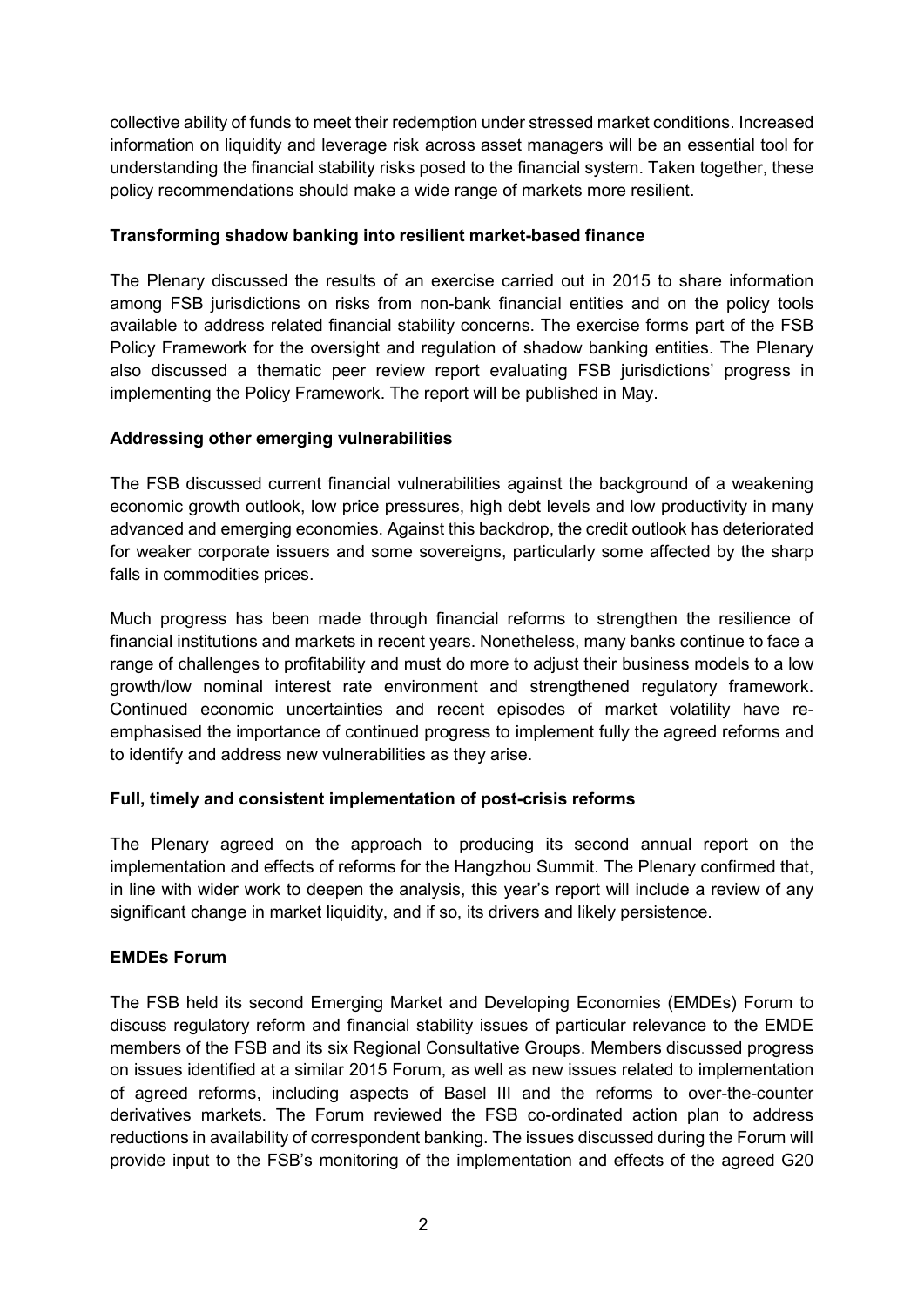collective ability of funds to meet their redemption under stressed market conditions. Increased information on liquidity and leverage risk across asset managers will be an essential tool for understanding the financial stability risks posed to the financial system. Taken together, these policy recommendations should make a wide range of markets more resilient.

**Transforming shadow banking into resilient market-based finance**

The Plenary discussed the results of an exercise carried out in 2015 to share information among FSB jurisdictions on risks from non-bank financial entities and on the policy tools available to address related financial stability concerns. The exercise forms part of the FSB Policy Framework for the oversight and regulation of shadow banking entities. The Plenary also discussed a thematic peer review report evaluating FSB jurisdictions' progress in implementing the Policy Framework. The report will be published in May.

**Addressing other emerging vulnerabilities**

The FSB discussed current financial vulnerabilities against the background of a weakening economic growth outlook, low price pressures, high debt levels and low productivity in many advanced and emerging economies. Against this backdrop, the credit outlook has deteriorated for weaker corporate issuers and some sovereigns, particularly some affected by the sharp falls in commodities prices.

Much progress has been made through financial reforms to strengthen the resilience of financial institutions and markets in recent years. Nonetheless, many banks continue to face a range of challenges to profitability and must do more to adjust their business models to a low growth/low nominal interest rate environment and strengthened regulatory framework. Continued economic uncertainties and recent episodes of market volatility have re-emphasised the importance of continued progress to implement fully the agreed reforms and to identify and address new vulnerabilities as they arise.

**Full, timely and consistent implementation of post-crisis reforms**

The Plenary agreed on the approach to producing its second annual report on the implementation and effects of reforms for the Hangzhou Summit. The Plenary confirmed that, in line with wider work to deepen the analysis, this year's report will include a review of any significant change in market liquidity, and if so, its drivers and likely persistence.

**EMDEs Forum**

The FSB held its second Emerging Market and Developing Economies (EMDEs) Forum to discuss regulatory reform and financial stability issues of particular relevance to the EMDE members of the FSB and its six Regional Consultative Groups. Members discussed progress on issues identified at a similar 2015 Forum, as well as new issues related to implementation of agreed reforms, including aspects of Basel III and the reforms to over-the-counter derivatives markets. The Forum reviewed the FSB co-ordinated action plan to address reductions in availability of correspondent banking. The issues discussed during the Forum will provide input to the FSB's monitoring of the implementation and effects of the agreed G20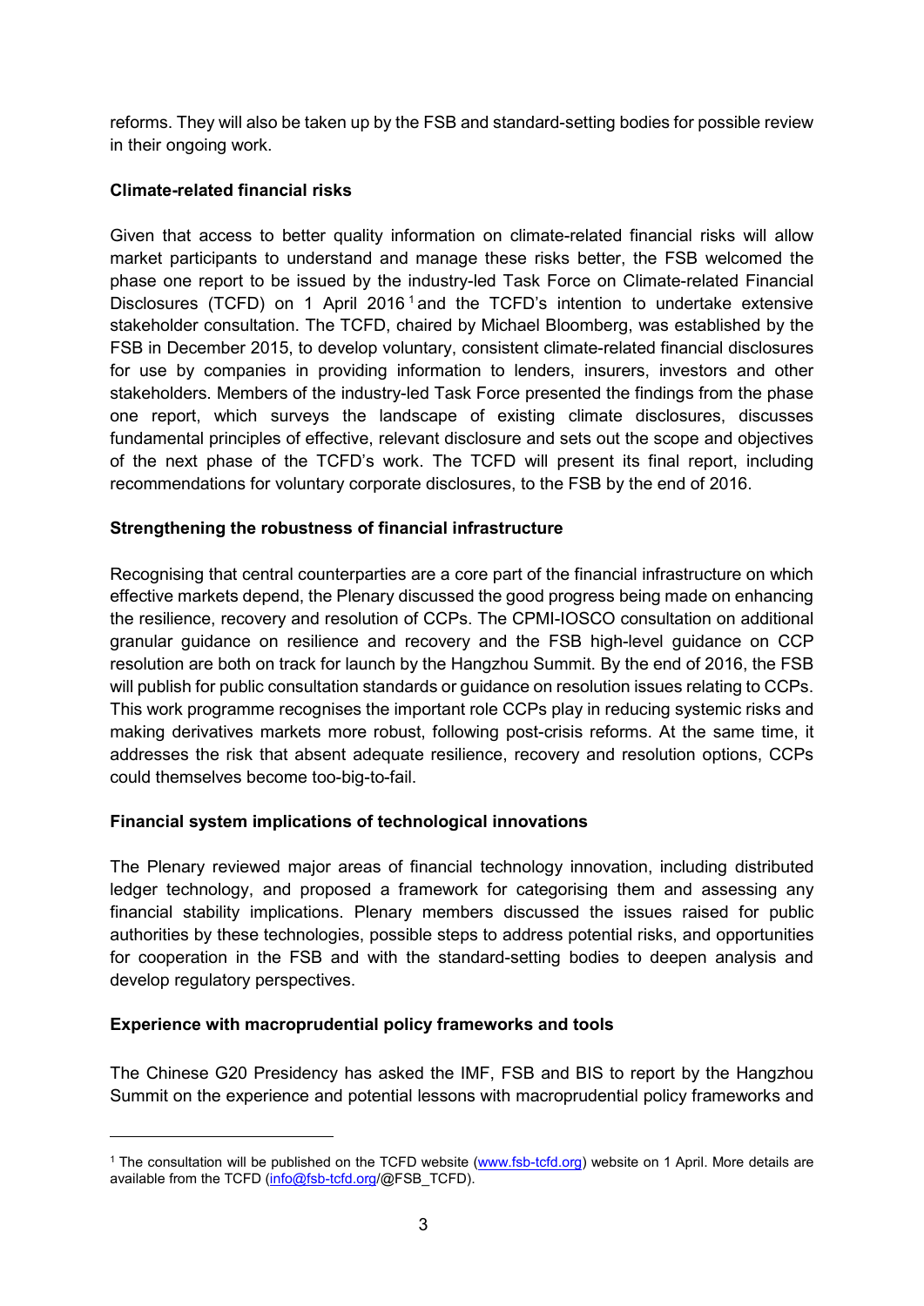reforms. They will also be taken up by the FSB and standard-setting bodies for possible review in their ongoing work.

**Climate-related financial risks**

Given that access to better quality information on climate-related financial risks will allow market participants to understand and manage these risks better, the FSB welcomed the phase one report to be issued by the industry-led Task Force on Climate-related Financial Disclosures (TCFD) on 1 April 2016[1] and the TCFD's intention to undertake extensive stakeholder consultation. The TCFD, chaired by Michael Bloomberg, was established by the FSB in December 2015, to develop voluntary, consistent climate-related financial disclosures for use by companies in providing information to lenders, insurers, investors and other stakeholders. Members of the industry-led Task Force presented the findings from the phase one report, which surveys the landscape of existing climate disclosures, discusses fundamental principles of effective, relevant disclosure and sets out the scope and objectives of the next phase of the TCFD's work. The TCFD will present its final report, including recommendations for voluntary corporate disclosures, to the FSB by the end of 2016.

**Strengthening the robustness of financial infrastructure**

Recognising that central counterparties are a core part of the financial infrastructure on which effective markets depend, the Plenary discussed the good progress being made on enhancing the resilience, recovery and resolution of CCPs. The CPMI-IOSCO consultation on additional granular guidance on resilience and recovery and the FSB high-level guidance on CCP resolution are both on track for launch by the Hangzhou Summit. By the end of 2016, the FSB will publish for public consultation standards or guidance on resolution issues relating to CCPs. This work programme recognises the important role CCPs play in reducing systemic risks and making derivatives markets more robust, following post-crisis reforms. At the same time, it addresses the risk that absent adequate resilience, recovery and resolution options, CCPs could themselves become too-big-to-fail.

**Financial system implications of technological innovations**

The Plenary reviewed major areas of financial technology innovation, including distributed ledger technology, and proposed a framework for categorising them and assessing any financial stability implications. Plenary members discussed the issues raised for public authorities by these technologies, possible steps to address potential risks, and opportunities for cooperation in the FSB and with the standard-setting bodies to deepen analysis and develop regulatory perspectives.

**Experience with macroprudential policy frameworks and tools**

The Chinese G20 Presidency has asked the IMF, FSB and BIS to report by the Hangzhou Summit on the experience and potential lessons with macroprudential policy frameworks and

---

[1] The consultation will be published on the TCFD website (www.fsb-tcfd.org) website on 1 April. More details are available from the TCFD (info@fsb-tcfd.org/@FSB_TCFD).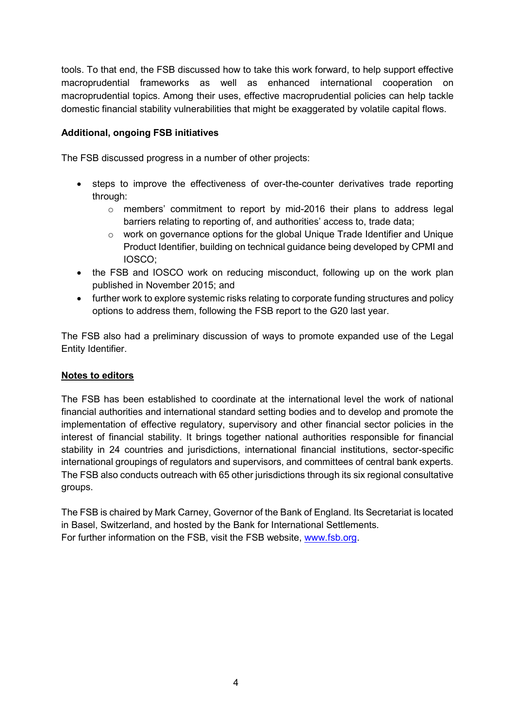tools. To that end, the FSB discussed how to take this work forward, to help support effective macroprudential frameworks as well as enhanced international cooperation on macroprudential topics. Among their uses, effective macroprudential policies can help tackle domestic financial stability vulnerabilities that might be exaggerated by volatile capital flows.

**Additional, ongoing FSB initiatives**

The FSB discussed progress in a number of other projects:

- steps to improve the effectiveness of over-the-counter derivatives trade reporting through:
  - members' commitment to report by mid-2016 their plans to address legal barriers relating to reporting of, and authorities' access to, trade data;
  - work on governance options for the global Unique Trade Identifier and Unique Product Identifier, building on technical guidance being developed by CPMI and IOSCO;
- the FSB and IOSCO work on reducing misconduct, following up on the work plan published in November 2015; and
- further work to explore systemic risks relating to corporate funding structures and policy options to address them, following the FSB report to the G20 last year.

The FSB also had a preliminary discussion of ways to promote expanded use of the Legal Entity Identifier.

**Notes to editors**

The FSB has been established to coordinate at the international level the work of national financial authorities and international standard setting bodies and to develop and promote the implementation of effective regulatory, supervisory and other financial sector policies in the interest of financial stability. It brings together national authorities responsible for financial stability in 24 countries and jurisdictions, international financial institutions, sector-specific international groupings of regulators and supervisors, and committees of central bank experts. The FSB also conducts outreach with 65 other jurisdictions through its six regional consultative groups.

The FSB is chaired by Mark Carney, Governor of the Bank of England. Its Secretariat is located in Basel, Switzerland, and hosted by the Bank for International Settlements.
For further information on the FSB, visit the FSB website, [www.fsb.org](http://www.fsb.org).